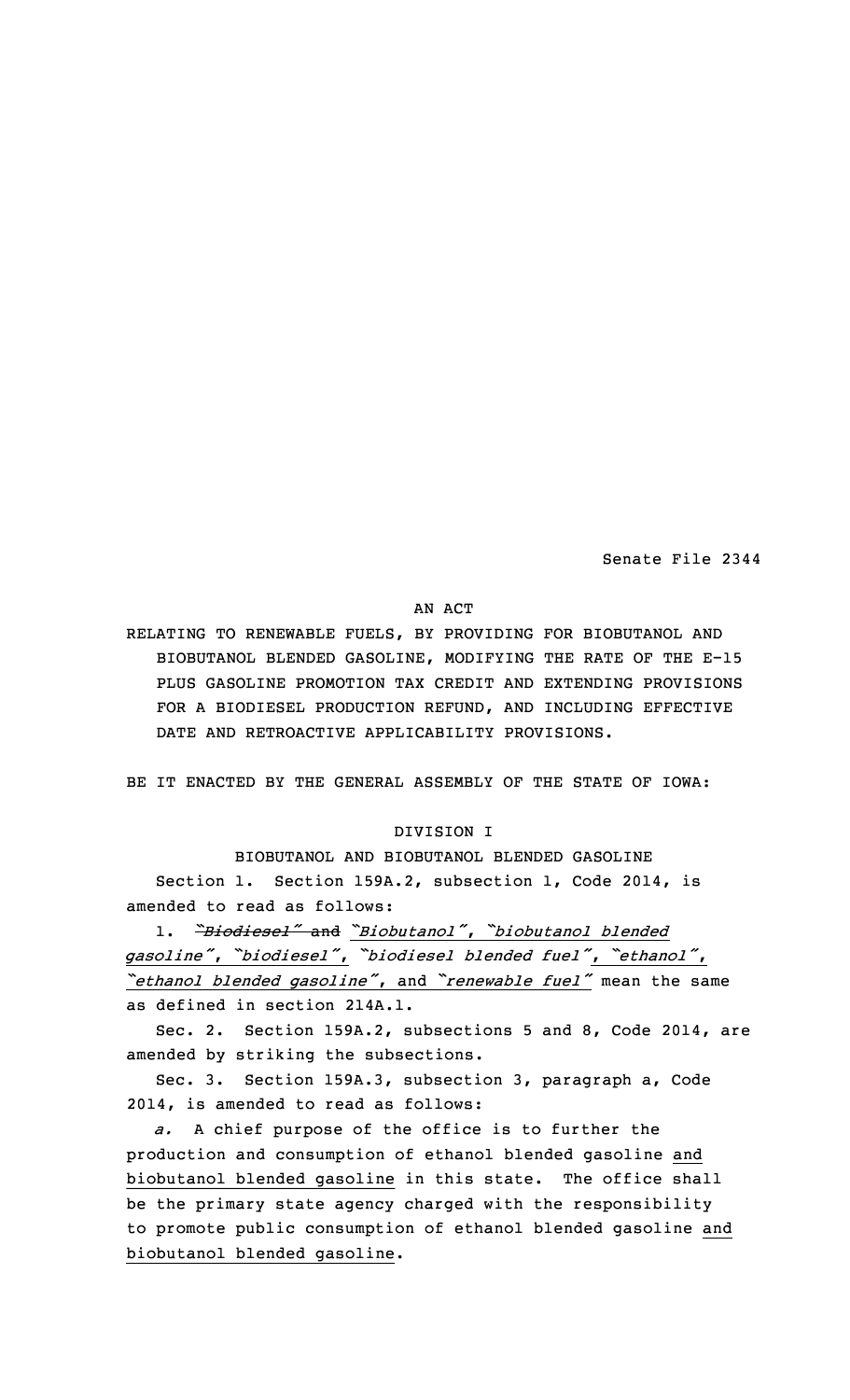Senate File 2344

AN ACT

RELATING TO RENEWABLE FUELS, BY PROVIDING FOR BIOBUTANOL AND BIOBUTANOL BLENDED GASOLINE, MODIFYING THE RATE OF THE E-15 PLUS GASOLINE PROMOTION TAX CREDIT AND EXTENDING PROVISIONS FOR A BIODIESEL PRODUCTION REFUND, AND INCLUDING EFFECTIVE DATE AND RETROACTIVE APPLICABILITY PROVISIONS.

BE IT ENACTED BY THE GENERAL ASSEMBLY OF THE STATE OF IOWA:

DIVISION I

BIOBUTANOL AND BIOBUTANOL BLENDED GASOLINE

Section 1. Section 159A.2, subsection 1, Code 2014, is amended to read as follows:

1. ~~*"Biodiesel"*~~ ~~and~~ *"Biobutanol"*, *"biobutanol blended gasoline"*, *"biodiesel"*, *"biodiesel blended fuel"*, *"ethanol"*, *"ethanol blended gasoline"*, and *"renewable fuel"* mean the same as defined in section 214A.1.

Sec. 2. Section 159A.2, subsections 5 and 8, Code 2014, are amended by striking the subsections.

Sec. 3. Section 159A.3, subsection 3, paragraph a, Code 2014, is amended to read as follows:

*a.* A chief purpose of the office is to further the production and consumption of ethanol blended gasoline and biobutanol blended gasoline in this state. The office shall be the primary state agency charged with the responsibility to promote public consumption of ethanol blended gasoline and biobutanol blended gasoline.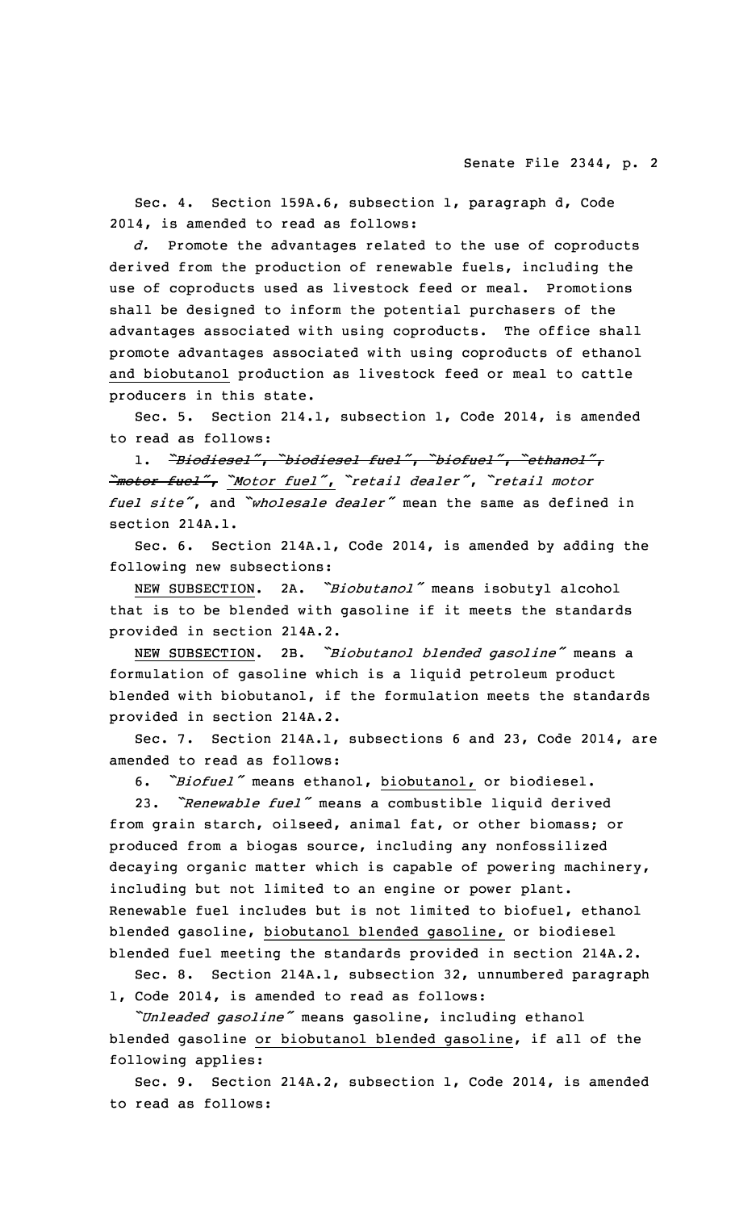Sec. 4. Section 159A.6, subsection 1, paragraph d, Code 2014, is amended to read as follows:

*d.* Promote the advantages related to the use of coproducts derived from the production of renewable fuels, including the use of coproducts used as livestock feed or meal. Promotions shall be designed to inform the potential purchasers of the advantages associated with using coproducts. The office shall promote advantages associated with using coproducts of ethanol and biobutanol production as livestock feed or meal to cattle producers in this state.

Sec. 5. Section 214.1, subsection 1, Code 2014, is amended to read as follows:

1. ~~*"Biodiesel"*, *"biodiesel fuel"*, *"biofuel"*, *"ethanol"*, *"motor fuel"*,~~ *"Motor fuel"*, *"retail dealer"*, *"retail motor fuel site"*, and *"wholesale dealer"* mean the same as defined in section 214A.1.

Sec. 6. Section 214A.1, Code 2014, is amended by adding the following new subsections:

NEW SUBSECTION. 2A. *"Biobutanol"* means isobutyl alcohol that is to be blended with gasoline if it meets the standards provided in section 214A.2.

NEW SUBSECTION. 2B. *"Biobutanol blended gasoline"* means a formulation of gasoline which is a liquid petroleum product blended with biobutanol, if the formulation meets the standards provided in section 214A.2.

Sec. 7. Section 214A.1, subsections 6 and 23, Code 2014, are amended to read as follows:

6. *"Biofuel"* means ethanol, biobutanol, or biodiesel.

23. *"Renewable fuel"* means a combustible liquid derived from grain starch, oilseed, animal fat, or other biomass; or produced from a biogas source, including any nonfossilized decaying organic matter which is capable of powering machinery, including but not limited to an engine or power plant. Renewable fuel includes but is not limited to biofuel, ethanol blended gasoline, biobutanol blended gasoline, or biodiesel blended fuel meeting the standards provided in section 214A.2.

Sec. 8. Section 214A.1, subsection 32, unnumbered paragraph 1, Code 2014, is amended to read as follows:

*"Unleaded gasoline"* means gasoline, including ethanol blended gasoline or biobutanol blended gasoline, if all of the following applies:

Sec. 9. Section 214A.2, subsection 1, Code 2014, is amended to read as follows: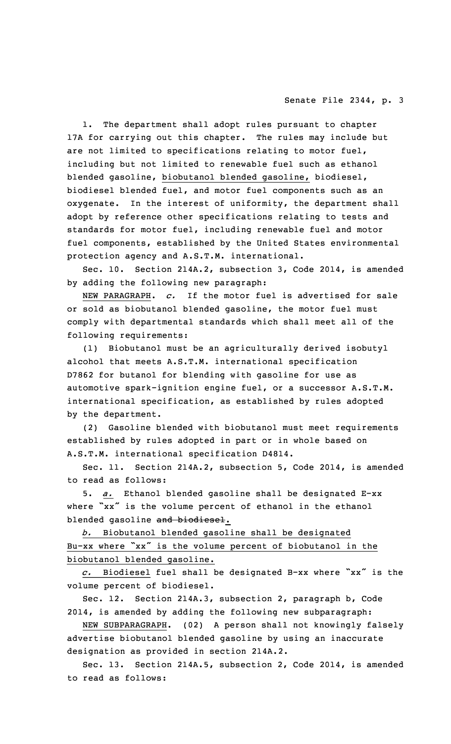1. The department shall adopt rules pursuant to chapter 17A for carrying out this chapter. The rules may include but are not limited to specifications relating to motor fuel, including but not limited to renewable fuel such as ethanol blended gasoline, biobutanol blended gasoline, biodiesel, biodiesel blended fuel, and motor fuel components such as an oxygenate. In the interest of uniformity, the department shall adopt by reference other specifications relating to tests and standards for motor fuel, including renewable fuel and motor fuel components, established by the United States environmental protection agency and A.S.T.M. international.

Sec. 10. Section 214A.2, subsection 3, Code 2014, is amended by adding the following new paragraph:

NEW PARAGRAPH. *c.* If the motor fuel is advertised for sale or sold as biobutanol blended gasoline, the motor fuel must comply with departmental standards which shall meet all of the following requirements:

(1) Biobutanol must be an agriculturally derived isobutyl alcohol that meets A.S.T.M. international specification D7862 for butanol for blending with gasoline for use as automotive spark-ignition engine fuel, or a successor A.S.T.M. international specification, as established by rules adopted by the department.

(2) Gasoline blended with biobutanol must meet requirements established by rules adopted in part or in whole based on A.S.T.M. international specification D4814.

Sec. 11. Section 214A.2, subsection 5, Code 2014, is amended to read as follows:

5. *a.* Ethanol blended gasoline shall be designated E-xx where "xx" is the volume percent of ethanol in the ethanol blended gasoline ~~and biodiesel~~.

*b.* Biobutanol blended gasoline shall be designated Bu-xx where "xx" is the volume percent of biobutanol in the biobutanol blended gasoline.

*c.* Biodiesel fuel shall be designated B-xx where "xx" is the volume percent of biodiesel.

Sec. 12. Section 214A.3, subsection 2, paragraph b, Code 2014, is amended by adding the following new subparagraph:

NEW SUBPARAGRAPH. (02) A person shall not knowingly falsely advertise biobutanol blended gasoline by using an inaccurate designation as provided in section 214A.2.

Sec. 13. Section 214A.5, subsection 2, Code 2014, is amended to read as follows: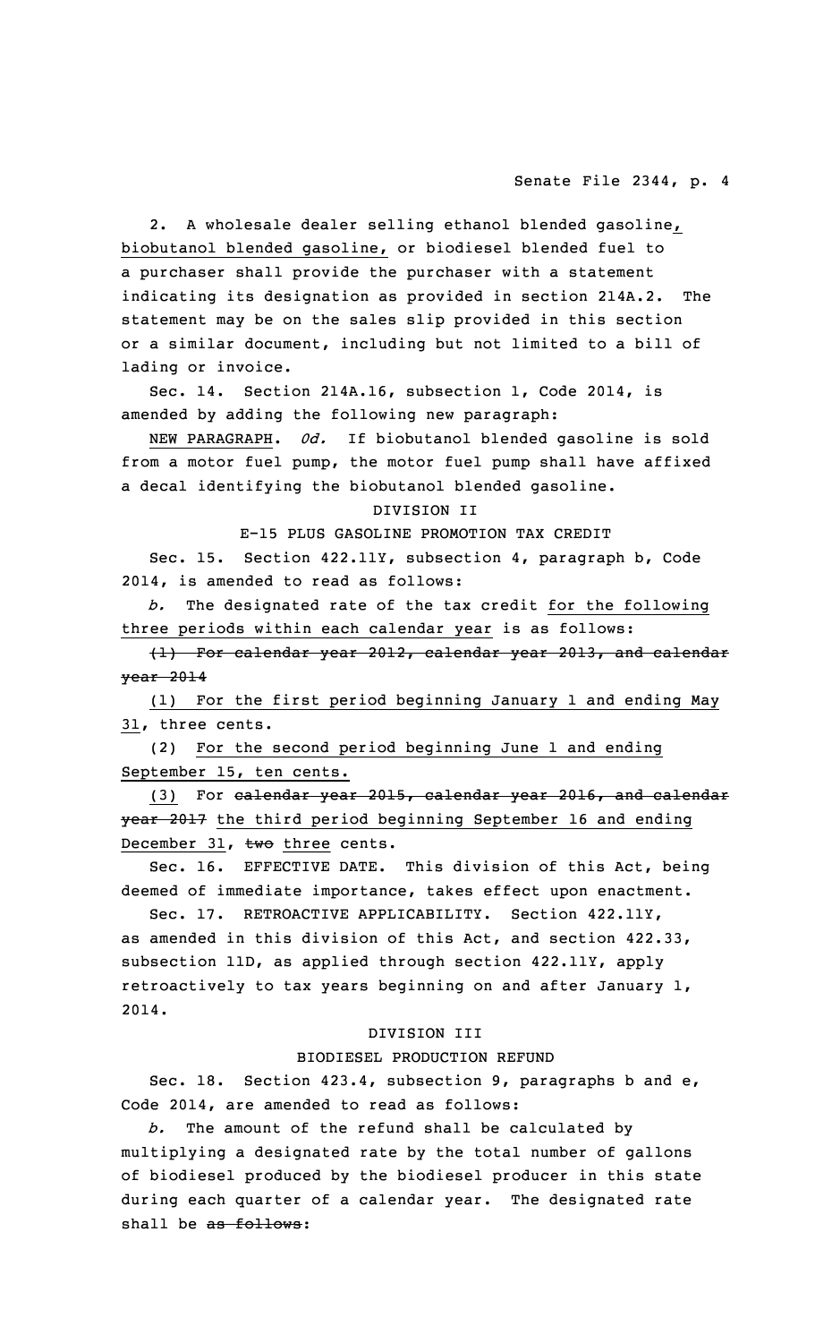2. A wholesale dealer selling ethanol blended gasoline, biobutanol blended gasoline, or biodiesel blended fuel to a purchaser shall provide the purchaser with a statement indicating its designation as provided in section 214A.2. The statement may be on the sales slip provided in this section or a similar document, including but not limited to a bill of lading or invoice.

Sec. 14. Section 214A.16, subsection 1, Code 2014, is amended by adding the following new paragraph:

NEW PARAGRAPH. *0d.* If biobutanol blended gasoline is sold from a motor fuel pump, the motor fuel pump shall have affixed a decal identifying the biobutanol blended gasoline.

DIVISION II

E-15 PLUS GASOLINE PROMOTION TAX CREDIT

Sec. 15. Section 422.11Y, subsection 4, paragraph b, Code 2014, is amended to read as follows:

*b.* The designated rate of the tax credit for the following three periods within each calendar year is as follows:

~~(1) For calendar year 2012, calendar year 2013, and calendar year 2014~~

(1) For the first period beginning January 1 and ending May 31, three cents.

(2) For the second period beginning June 1 and ending September 15, ten cents.

(3) For ~~calendar year 2015, calendar year 2016, and calendar year 2017~~ the third period beginning September 16 and ending December 31, ~~two~~ three cents.

Sec. 16. EFFECTIVE DATE. This division of this Act, being deemed of immediate importance, takes effect upon enactment.

Sec. 17. RETROACTIVE APPLICABILITY. Section 422.11Y, as amended in this division of this Act, and section 422.33, subsection 11D, as applied through section 422.11Y, apply retroactively to tax years beginning on and after January 1, 2014.

DIVISION III

BIODIESEL PRODUCTION REFUND

Sec. 18. Section 423.4, subsection 9, paragraphs b and e, Code 2014, are amended to read as follows:

*b.* The amount of the refund shall be calculated by multiplying a designated rate by the total number of gallons of biodiesel produced by the biodiesel producer in this state during each quarter of a calendar year. The designated rate shall be ~~as follows~~: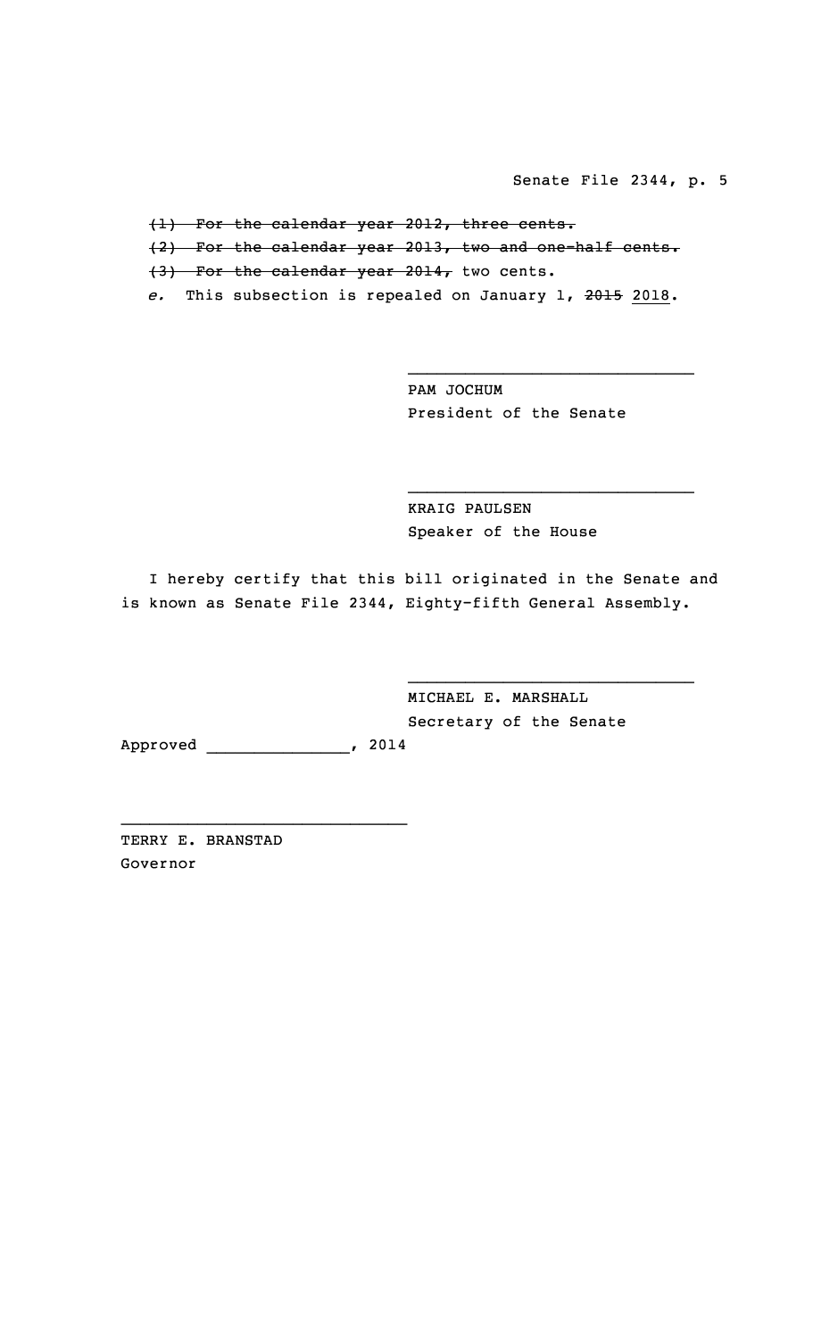~~(1) For the calendar year 2012, three cents.~~

~~(2) For the calendar year 2013, two and one-half cents.~~

~~(3) For the calendar year 2014,~~ two cents.

*e.* This subsection is repealed on January 1, ~~2015~~ 2018.

\_\_\_\_\_\_\_\_\_\_\_\_\_\_\_\_\_\_\_\_\_\_\_\_\_\_\_\_\_\_

PAM JOCHUM

President of the Senate

\_\_\_\_\_\_\_\_\_\_\_\_\_\_\_\_\_\_\_\_\_\_\_\_\_\_\_\_\_\_

KRAIG PAULSEN

Speaker of the House

I hereby certify that this bill originated in the Senate and is known as Senate File 2344, Eighty-fifth General Assembly.

\_\_\_\_\_\_\_\_\_\_\_\_\_\_\_\_\_\_\_\_\_\_\_\_\_\_\_\_\_\_

MICHAEL E. MARSHALL

Secretary of the Senate

Approved \_\_\_\_\_\_\_\_\_\_\_\_\_\_\_, 2014

\_\_\_\_\_\_\_\_\_\_\_\_\_\_\_\_\_\_\_\_\_\_\_\_\_\_\_\_\_\_

TERRY E. BRANSTAD

Governor